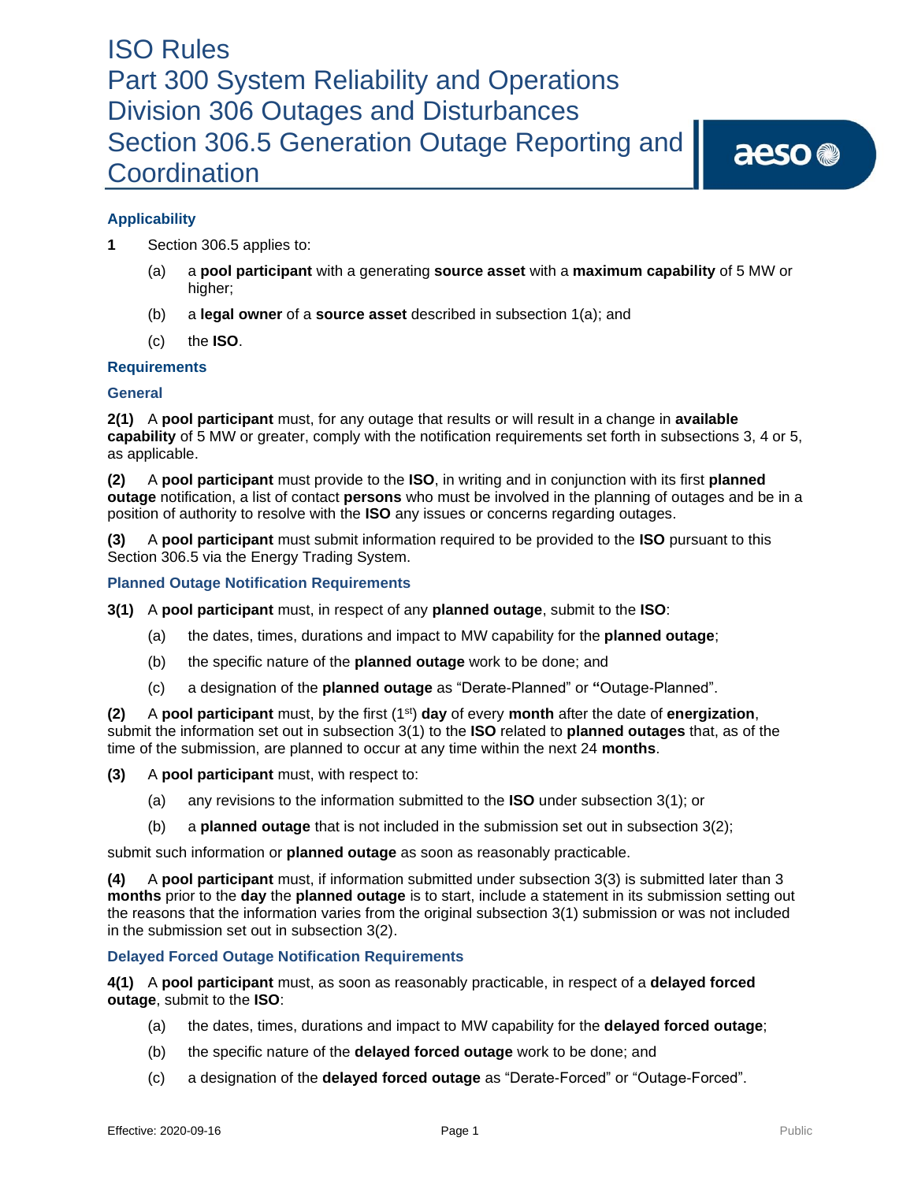# ISO Rules
# Part 300 System Reliability and Operations
# Division 306 Outages and Disturbances
# Section 306.5 Generation Outage Reporting and Coordination

## Applicability

**1** Section 306.5 applies to:

(a) a **pool participant** with a generating **source asset** with a **maximum capability** of 5 MW or higher;

(b) a **legal owner** of a **source asset** described in subsection 1(a); and

(c) the **ISO**.

## Requirements

### General

**2(1)** A **pool participant** must, for any outage that results or will result in a change in **available capability** of 5 MW or greater, comply with the notification requirements set forth in subsections 3, 4 or 5, as applicable.

**(2)** A **pool participant** must provide to the **ISO**, in writing and in conjunction with its first **planned outage** notification, a list of contact **persons** who must be involved in the planning of outages and be in a position of authority to resolve with the **ISO** any issues or concerns regarding outages.

**(3)** A **pool participant** must submit information required to be provided to the **ISO** pursuant to this Section 306.5 via the Energy Trading System.

### Planned Outage Notification Requirements

**3(1)** A **pool participant** must, in respect of any **planned outage**, submit to the **ISO**:

(a) the dates, times, durations and impact to MW capability for the **planned outage**;

(b) the specific nature of the **planned outage** work to be done; and

(c) a designation of the **planned outage** as "Derate-Planned" or **"**Outage-Planned".

**(2)** A **pool participant** must, by the first (1st) **day** of every **month** after the date of **energization**, submit the information set out in subsection 3(1) to the **ISO** related to **planned outages** that, as of the time of the submission, are planned to occur at any time within the next 24 **months**.

**(3)** A **pool participant** must, with respect to:

(a) any revisions to the information submitted to the **ISO** under subsection 3(1); or

(b) a **planned outage** that is not included in the submission set out in subsection 3(2);

submit such information or **planned outage** as soon as reasonably practicable.

**(4)** A **pool participant** must, if information submitted under subsection 3(3) is submitted later than 3 **months** prior to the **day** the **planned outage** is to start, include a statement in its submission setting out the reasons that the information varies from the original subsection 3(1) submission or was not included in the submission set out in subsection 3(2).

### Delayed Forced Outage Notification Requirements

**4(1)** A **pool participant** must, as soon as reasonably practicable, in respect of a **delayed forced outage**, submit to the **ISO**:

(a) the dates, times, durations and impact to MW capability for the **delayed forced outage**;

(b) the specific nature of the **delayed forced outage** work to be done; and

(c) a designation of the **delayed forced outage** as "Derate-Forced" or "Outage-Forced".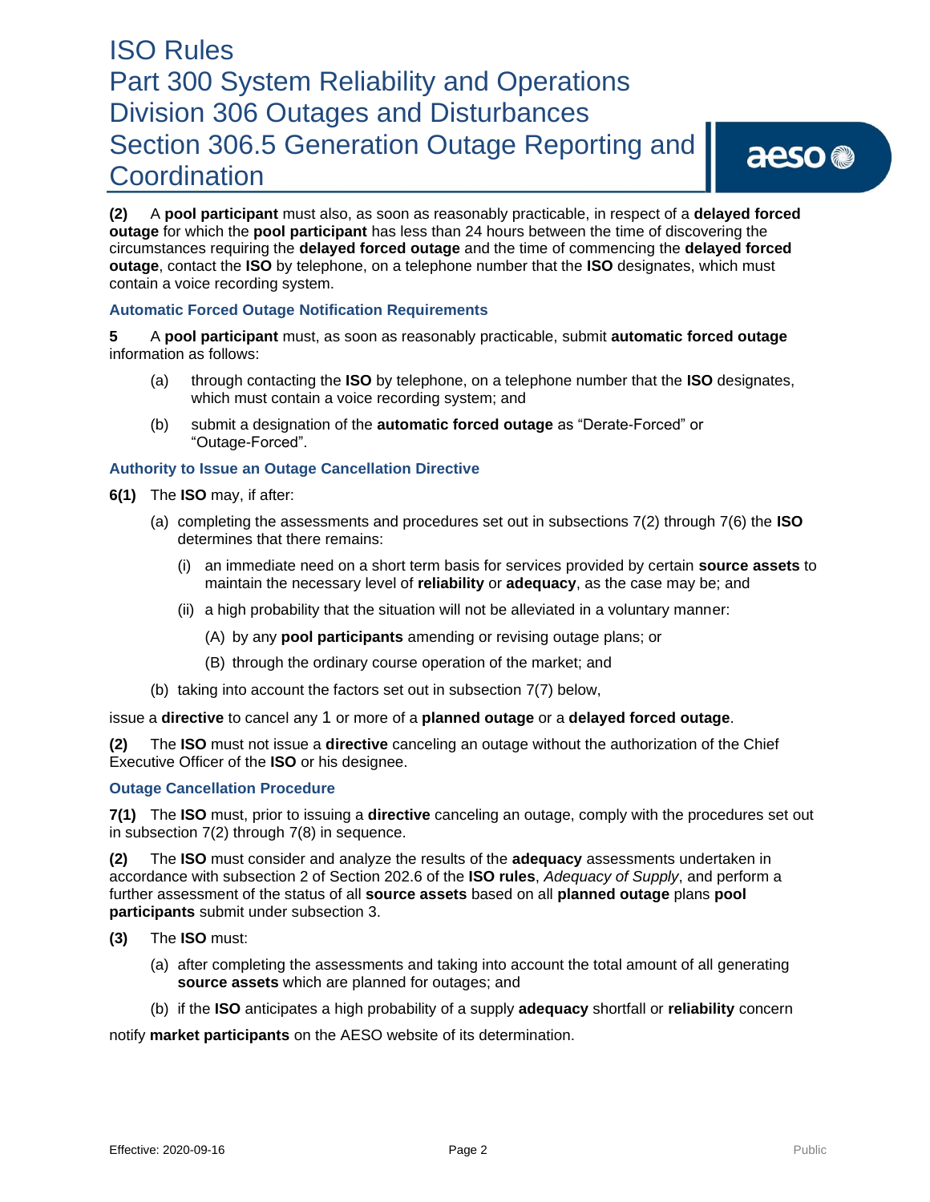**(2)** A **pool participant** must also, as soon as reasonably practicable, in respect of a **delayed forced outage** for which the **pool participant** has less than 24 hours between the time of discovering the circumstances requiring the **delayed forced outage** and the time of commencing the **delayed forced outage**, contact the **ISO** by telephone, on a telephone number that the **ISO** designates, which must contain a voice recording system.

### Automatic Forced Outage Notification Requirements

**5** A **pool participant** must, as soon as reasonably practicable, submit **automatic forced outage** information as follows:

(a) through contacting the **ISO** by telephone, on a telephone number that the **ISO** designates, which must contain a voice recording system; and

(b) submit a designation of the **automatic forced outage** as "Derate-Forced" or "Outage-Forced".

### Authority to Issue an Outage Cancellation Directive

**6(1)** The **ISO** may, if after:

(a) completing the assessments and procedures set out in subsections 7(2) through 7(6) the **ISO** determines that there remains:

(i) an immediate need on a short term basis for services provided by certain **source assets** to maintain the necessary level of **reliability** or **adequacy**, as the case may be; and

(ii) a high probability that the situation will not be alleviated in a voluntary manner:

(A) by any **pool participants** amending or revising outage plans; or

(B) through the ordinary course operation of the market; and

(b) taking into account the factors set out in subsection 7(7) below,

issue a **directive** to cancel any 1 or more of a **planned outage** or a **delayed forced outage**.

**(2)** The **ISO** must not issue a **directive** canceling an outage without the authorization of the Chief Executive Officer of the **ISO** or his designee.

### Outage Cancellation Procedure

**7(1)** The **ISO** must, prior to issuing a **directive** canceling an outage, comply with the procedures set out in subsection 7(2) through 7(8) in sequence.

**(2)** The **ISO** must consider and analyze the results of the **adequacy** assessments undertaken in accordance with subsection 2 of Section 202.6 of the **ISO rules**, *Adequacy of Supply*, and perform a further assessment of the status of all **source assets** based on all **planned outage** plans **pool participants** submit under subsection 3.

**(3)** The **ISO** must:

(a) after completing the assessments and taking into account the total amount of all generating **source assets** which are planned for outages; and

(b) if the **ISO** anticipates a high probability of a supply **adequacy** shortfall or **reliability** concern

notify **market participants** on the AESO website of its determination.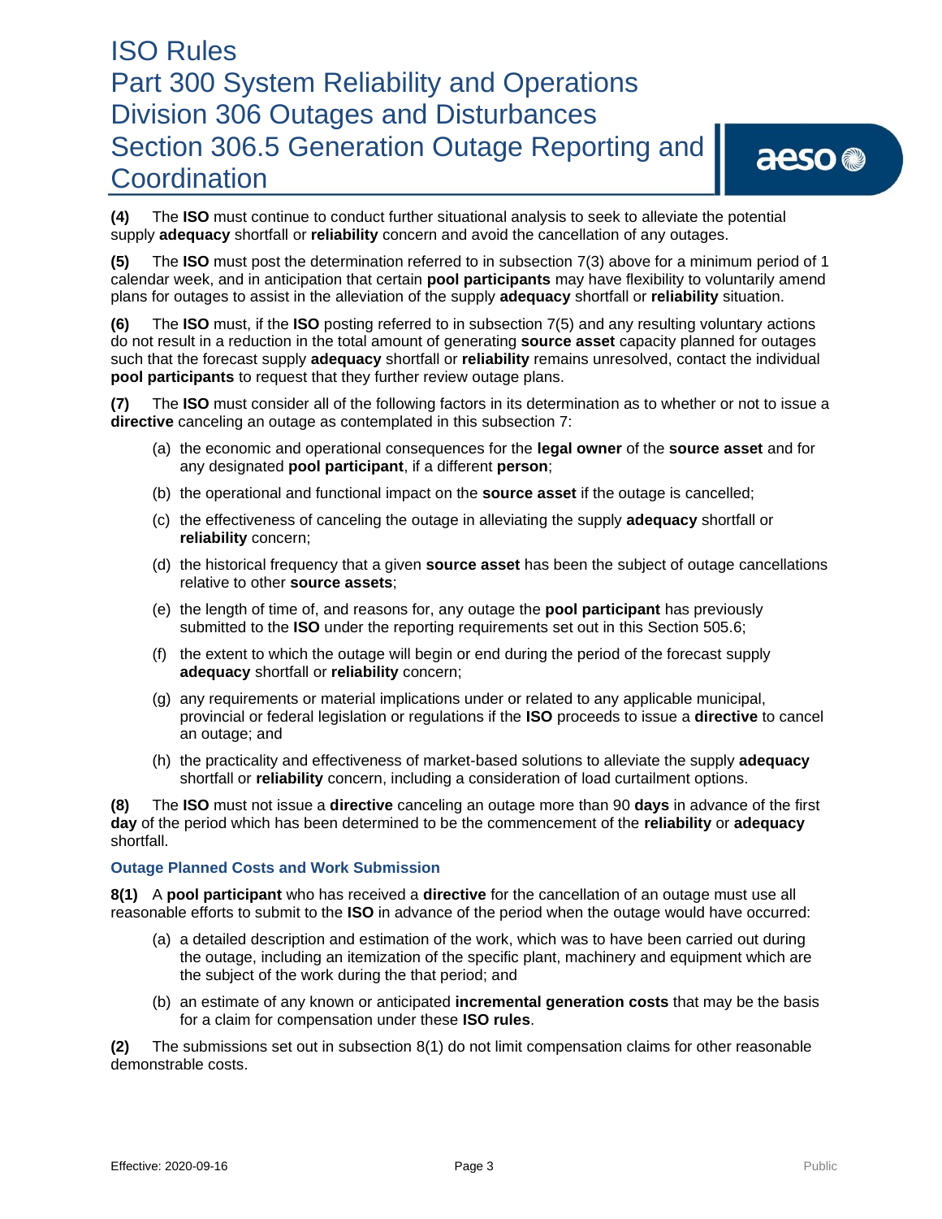**(4)** The **ISO** must continue to conduct further situational analysis to seek to alleviate the potential supply **adequacy** shortfall or **reliability** concern and avoid the cancellation of any outages.

**(5)** The **ISO** must post the determination referred to in subsection 7(3) above for a minimum period of 1 calendar week, and in anticipation that certain **pool participants** may have flexibility to voluntarily amend plans for outages to assist in the alleviation of the supply **adequacy** shortfall or **reliability** situation.

**(6)** The **ISO** must, if the **ISO** posting referred to in subsection 7(5) and any resulting voluntary actions do not result in a reduction in the total amount of generating **source asset** capacity planned for outages such that the forecast supply **adequacy** shortfall or **reliability** remains unresolved, contact the individual **pool participants** to request that they further review outage plans.

**(7)** The **ISO** must consider all of the following factors in its determination as to whether or not to issue a **directive** canceling an outage as contemplated in this subsection 7:

(a) the economic and operational consequences for the **legal owner** of the **source asset** and for any designated **pool participant**, if a different **person**;

(b) the operational and functional impact on the **source asset** if the outage is cancelled;

(c) the effectiveness of canceling the outage in alleviating the supply **adequacy** shortfall or **reliability** concern;

(d) the historical frequency that a given **source asset** has been the subject of outage cancellations relative to other **source assets**;

(e) the length of time of, and reasons for, any outage the **pool participant** has previously submitted to the **ISO** under the reporting requirements set out in this Section 505.6;

(f) the extent to which the outage will begin or end during the period of the forecast supply **adequacy** shortfall or **reliability** concern;

(g) any requirements or material implications under or related to any applicable municipal, provincial or federal legislation or regulations if the **ISO** proceeds to issue a **directive** to cancel an outage; and

(h) the practicality and effectiveness of market-based solutions to alleviate the supply **adequacy** shortfall or **reliability** concern, including a consideration of load curtailment options.

**(8)** The **ISO** must not issue a **directive** canceling an outage more than 90 **days** in advance of the first **day** of the period which has been determined to be the commencement of the **reliability** or **adequacy** shortfall.

### Outage Planned Costs and Work Submission

**8(1)** A **pool participant** who has received a **directive** for the cancellation of an outage must use all reasonable efforts to submit to the **ISO** in advance of the period when the outage would have occurred:

(a) a detailed description and estimation of the work, which was to have been carried out during the outage, including an itemization of the specific plant, machinery and equipment which are the subject of the work during the that period; and

(b) an estimate of any known or anticipated **incremental generation costs** that may be the basis for a claim for compensation under these **ISO rules**.

**(2)** The submissions set out in subsection 8(1) do not limit compensation claims for other reasonable demonstrable costs.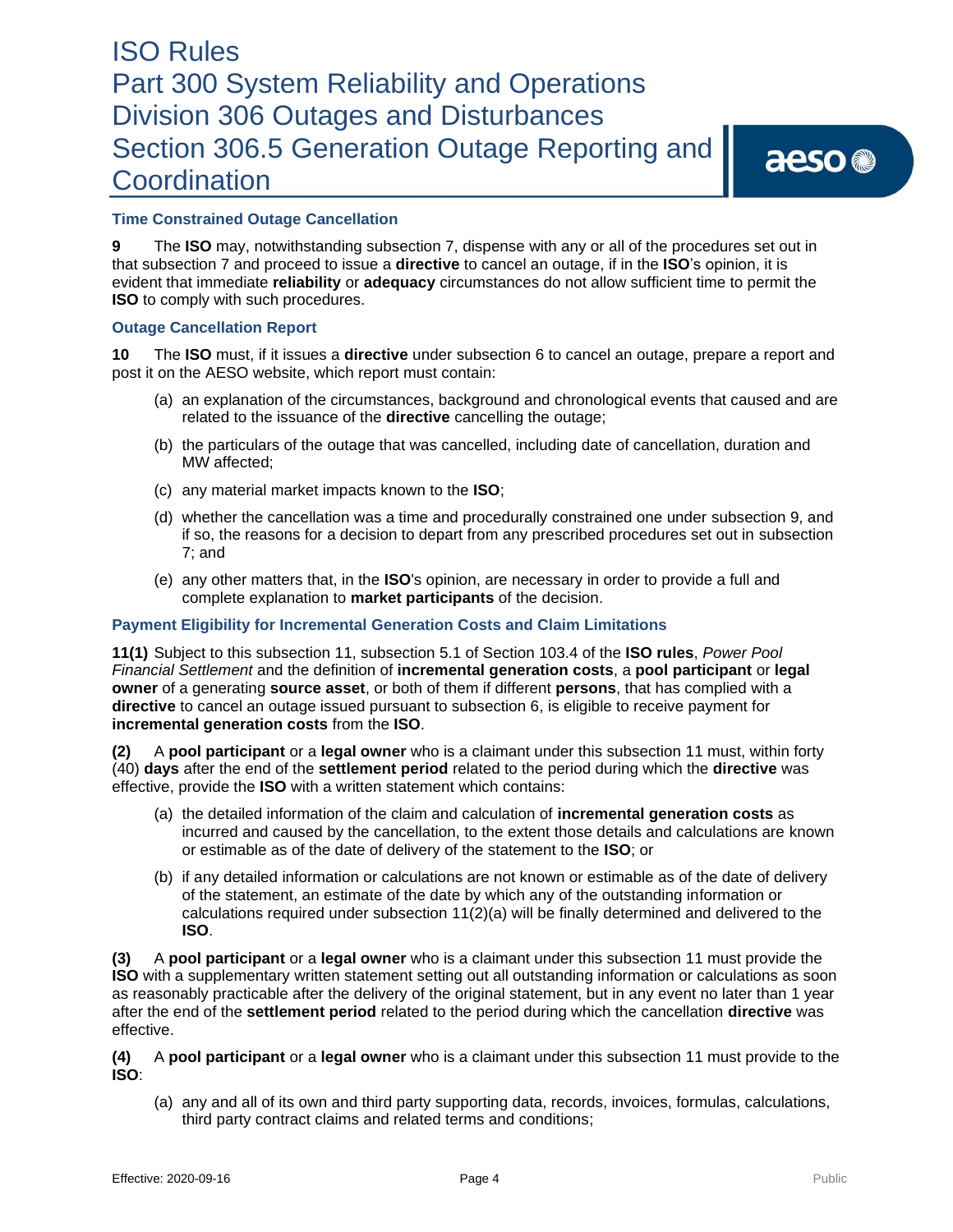### Time Constrained Outage Cancellation

**9** The **ISO** may, notwithstanding subsection 7, dispense with any or all of the procedures set out in that subsection 7 and proceed to issue a **directive** to cancel an outage, if in the **ISO**'s opinion, it is evident that immediate **reliability** or **adequacy** circumstances do not allow sufficient time to permit the **ISO** to comply with such procedures.

### Outage Cancellation Report

**10** The **ISO** must, if it issues a **directive** under subsection 6 to cancel an outage, prepare a report and post it on the AESO website, which report must contain:

(a) an explanation of the circumstances, background and chronological events that caused and are related to the issuance of the **directive** cancelling the outage;

(b) the particulars of the outage that was cancelled, including date of cancellation, duration and MW affected;

(c) any material market impacts known to the **ISO**;

(d) whether the cancellation was a time and procedurally constrained one under subsection 9, and if so, the reasons for a decision to depart from any prescribed procedures set out in subsection 7; and

(e) any other matters that, in the **ISO**'s opinion, are necessary in order to provide a full and complete explanation to **market participants** of the decision.

### Payment Eligibility for Incremental Generation Costs and Claim Limitations

**11(1)** Subject to this subsection 11, subsection 5.1 of Section 103.4 of the **ISO rules**, *Power Pool Financial Settlement* and the definition of **incremental generation costs**, a **pool participant** or **legal owner** of a generating **source asset**, or both of them if different **persons**, that has complied with a **directive** to cancel an outage issued pursuant to subsection 6, is eligible to receive payment for **incremental generation costs** from the **ISO**.

**(2)** A **pool participant** or a **legal owner** who is a claimant under this subsection 11 must, within forty (40) **days** after the end of the **settlement period** related to the period during which the **directive** was effective, provide the **ISO** with a written statement which contains:

(a) the detailed information of the claim and calculation of **incremental generation costs** as incurred and caused by the cancellation, to the extent those details and calculations are known or estimable as of the date of delivery of the statement to the **ISO**; or

(b) if any detailed information or calculations are not known or estimable as of the date of delivery of the statement, an estimate of the date by which any of the outstanding information or calculations required under subsection 11(2)(a) will be finally determined and delivered to the **ISO**.

**(3)** A **pool participant** or a **legal owner** who is a claimant under this subsection 11 must provide the **ISO** with a supplementary written statement setting out all outstanding information or calculations as soon as reasonably practicable after the delivery of the original statement, but in any event no later than 1 year after the end of the **settlement period** related to the period during which the cancellation **directive** was effective.

**(4)** A **pool participant** or a **legal owner** who is a claimant under this subsection 11 must provide to the **ISO**:

(a) any and all of its own and third party supporting data, records, invoices, formulas, calculations, third party contract claims and related terms and conditions;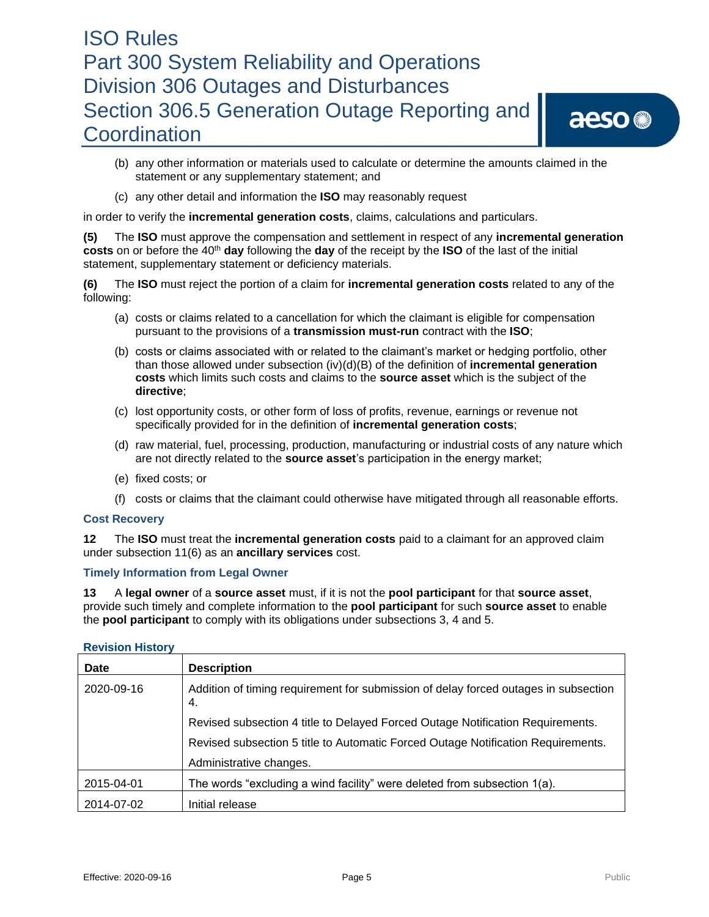(b) any other information or materials used to calculate or determine the amounts claimed in the statement or any supplementary statement; and

(c) any other detail and information the **ISO** may reasonably request

in order to verify the **incremental generation costs**, claims, calculations and particulars.

**(5)** The **ISO** must approve the compensation and settlement in respect of any **incremental generation costs** on or before the 40th **day** following the **day** of the receipt by the **ISO** of the last of the initial statement, supplementary statement or deficiency materials.

**(6)** The **ISO** must reject the portion of a claim for **incremental generation costs** related to any of the following:

(a) costs or claims related to a cancellation for which the claimant is eligible for compensation pursuant to the provisions of a **transmission must-run** contract with the **ISO**;

(b) costs or claims associated with or related to the claimant's market or hedging portfolio, other than those allowed under subsection (iv)(d)(B) of the definition of **incremental generation costs** which limits such costs and claims to the **source asset** which is the subject of the **directive**;

(c) lost opportunity costs, or other form of loss of profits, revenue, earnings or revenue not specifically provided for in the definition of **incremental generation costs**;

(d) raw material, fuel, processing, production, manufacturing or industrial costs of any nature which are not directly related to the **source asset**'s participation in the energy market;

(e) fixed costs; or

(f) costs or claims that the claimant could otherwise have mitigated through all reasonable efforts.

### Cost Recovery

**12** The **ISO** must treat the **incremental generation costs** paid to a claimant for an approved claim under subsection 11(6) as an **ancillary services** cost.

### Timely Information from Legal Owner

**13** A **legal owner** of a **source asset** must, if it is not the **pool participant** for that **source asset**, provide such timely and complete information to the **pool participant** for such **source asset** to enable the **pool participant** to comply with its obligations under subsections 3, 4 and 5.

### Revision History

| Date | Description |
|---|---|
| 2020-09-16 | Addition of timing requirement for submission of delay forced outages in subsection 4.<br>Revised subsection 4 title to Delayed Forced Outage Notification Requirements.<br>Revised subsection 5 title to Automatic Forced Outage Notification Requirements.<br>Administrative changes. |
| 2015-04-01 | The words "excluding a wind facility" were deleted from subsection 1(a). |
| 2014-07-02 | Initial release |